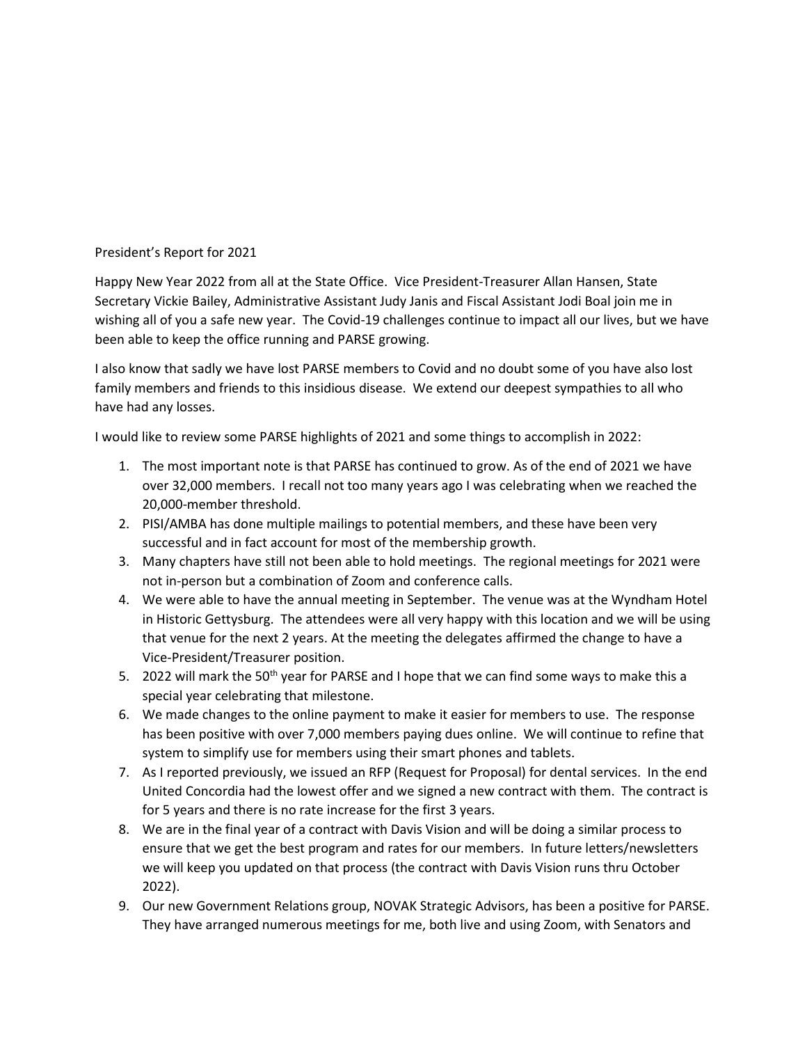President's Report for 2021

Happy New Year 2022 from all at the State Office. Vice President-Treasurer Allan Hansen, State Secretary Vickie Bailey, Administrative Assistant Judy Janis and Fiscal Assistant Jodi Boal join me in wishing all of you a safe new year. The Covid-19 challenges continue to impact all our lives, but we have been able to keep the office running and PARSE growing.

I also know that sadly we have lost PARSE members to Covid and no doubt some of you have also lost family members and friends to this insidious disease. We extend our deepest sympathies to all who have had any losses.

I would like to review some PARSE highlights of 2021 and some things to accomplish in 2022:

1. The most important note is that PARSE has continued to grow. As of the end of 2021 we have over 32,000 members. I recall not too many years ago I was celebrating when we reached the 20,000-member threshold.
2. PISI/AMBA has done multiple mailings to potential members, and these have been very successful and in fact account for most of the membership growth.
3. Many chapters have still not been able to hold meetings. The regional meetings for 2021 were not in-person but a combination of Zoom and conference calls.
4. We were able to have the annual meeting in September. The venue was at the Wyndham Hotel in Historic Gettysburg. The attendees were all very happy with this location and we will be using that venue for the next 2 years. At the meeting the delegates affirmed the change to have a Vice-President/Treasurer position.
5. 2022 will mark the 50th year for PARSE and I hope that we can find some ways to make this a special year celebrating that milestone.
6. We made changes to the online payment to make it easier for members to use. The response has been positive with over 7,000 members paying dues online. We will continue to refine that system to simplify use for members using their smart phones and tablets.
7. As I reported previously, we issued an RFP (Request for Proposal) for dental services. In the end United Concordia had the lowest offer and we signed a new contract with them. The contract is for 5 years and there is no rate increase for the first 3 years.
8. We are in the final year of a contract with Davis Vision and will be doing a similar process to ensure that we get the best program and rates for our members. In future letters/newsletters we will keep you updated on that process (the contract with Davis Vision runs thru October 2022).
9. Our new Government Relations group, NOVAK Strategic Advisors, has been a positive for PARSE. They have arranged numerous meetings for me, both live and using Zoom, with Senators and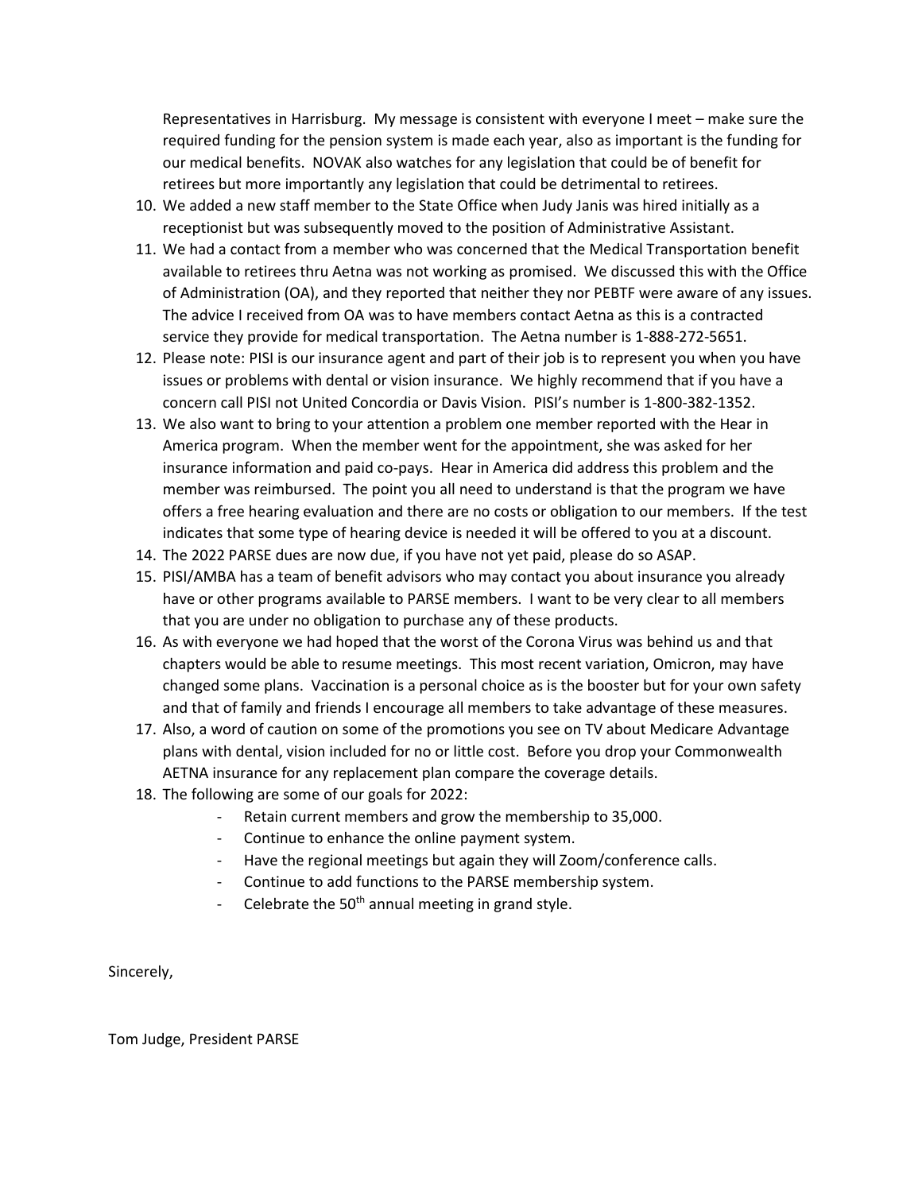Representatives in Harrisburg. My message is consistent with everyone I meet – make sure the required funding for the pension system is made each year, also as important is the funding for our medical benefits. NOVAK also watches for any legislation that could be of benefit for retirees but more importantly any legislation that could be detrimental to retirees.

10. We added a new staff member to the State Office when Judy Janis was hired initially as a receptionist but was subsequently moved to the position of Administrative Assistant.
11. We had a contact from a member who was concerned that the Medical Transportation benefit available to retirees thru Aetna was not working as promised. We discussed this with the Office of Administration (OA), and they reported that neither they nor PEBTF were aware of any issues. The advice I received from OA was to have members contact Aetna as this is a contracted service they provide for medical transportation. The Aetna number is 1-888-272-5651.
12. Please note: PISI is our insurance agent and part of their job is to represent you when you have issues or problems with dental or vision insurance. We highly recommend that if you have a concern call PISI not United Concordia or Davis Vision. PISI's number is 1-800-382-1352.
13. We also want to bring to your attention a problem one member reported with the Hear in America program. When the member went for the appointment, she was asked for her insurance information and paid co-pays. Hear in America did address this problem and the member was reimbursed. The point you all need to understand is that the program we have offers a free hearing evaluation and there are no costs or obligation to our members. If the test indicates that some type of hearing device is needed it will be offered to you at a discount.
14. The 2022 PARSE dues are now due, if you have not yet paid, please do so ASAP.
15. PISI/AMBA has a team of benefit advisors who may contact you about insurance you already have or other programs available to PARSE members. I want to be very clear to all members that you are under no obligation to purchase any of these products.
16. As with everyone we had hoped that the worst of the Corona Virus was behind us and that chapters would be able to resume meetings. This most recent variation, Omicron, may have changed some plans. Vaccination is a personal choice as is the booster but for your own safety and that of family and friends I encourage all members to take advantage of these measures.
17. Also, a word of caution on some of the promotions you see on TV about Medicare Advantage plans with dental, vision included for no or little cost. Before you drop your Commonwealth AETNA insurance for any replacement plan compare the coverage details.
18. The following are some of our goals for 2022:
    - Retain current members and grow the membership to 35,000.
    - Continue to enhance the online payment system.
    - Have the regional meetings but again they will Zoom/conference calls.
    - Continue to add functions to the PARSE membership system.
    - Celebrate the 50th annual meeting in grand style.

Sincerely,

Tom Judge, President PARSE